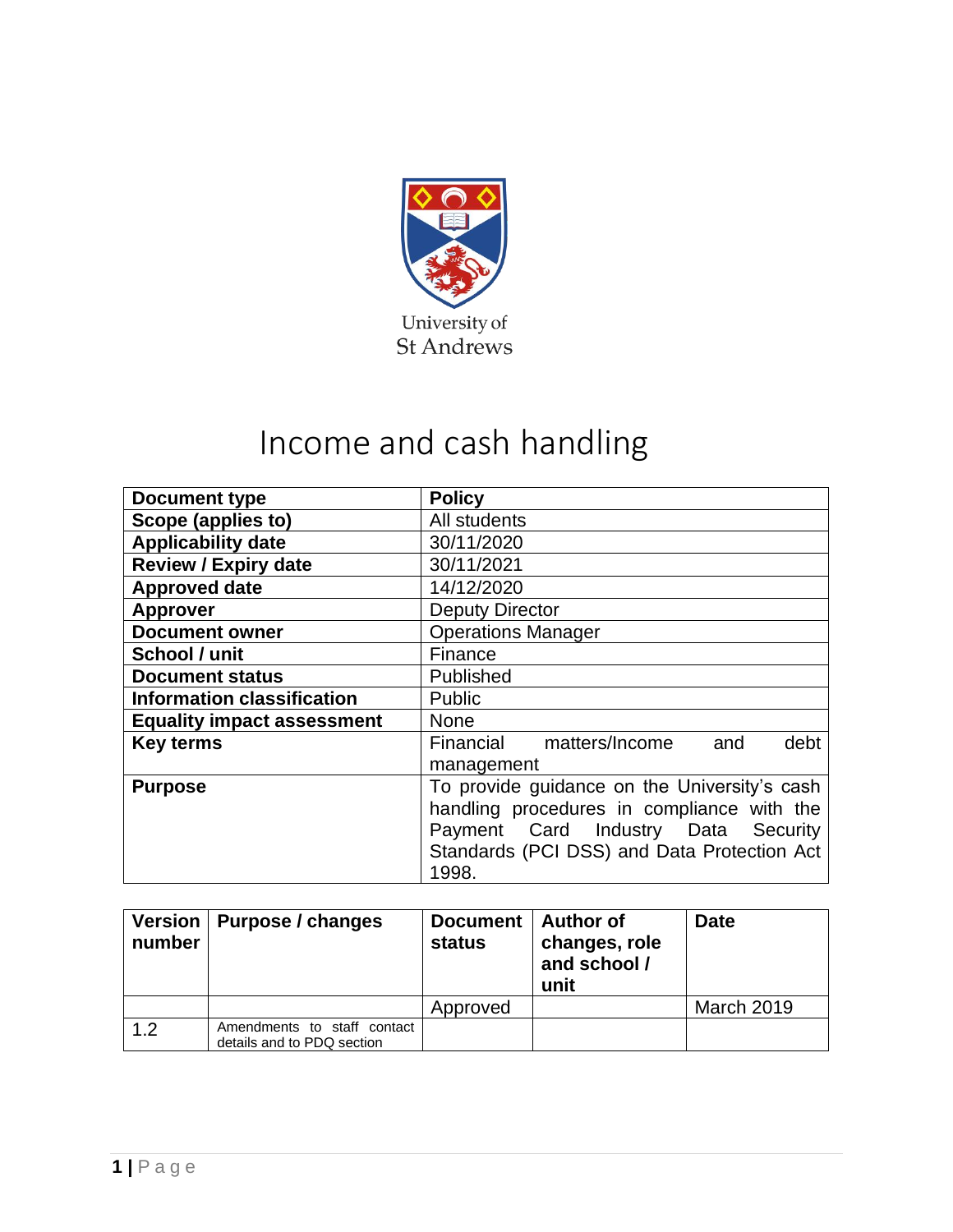University of St Andrews

# Income and cash handling

| Document type | Policy |
|---|---|
| Scope (applies to) | All students |
| Applicability date | 30/11/2020 |
| Review / Expiry date | 30/11/2021 |
| Approved date | 14/12/2020 |
| Approver | Deputy Director |
| Document owner | Operations Manager |
| School / unit | Finance |
| Document status | Published |
| Information classification | Public |
| Equality impact assessment | None |
| Key terms | Financial matters/Income and debt management |
| Purpose | To provide guidance on the University's cash handling procedures in compliance with the Payment Card Industry Data Security Standards (PCI DSS) and Data Protection Act 1998. |

| Version number | Purpose / changes | Document status | Author of changes, role and school / unit | Date |
|---|---|---|---|---|
| | | Approved | | March 2019 |
| 1.2 | Amendments to staff contact details and to PDQ section | | | |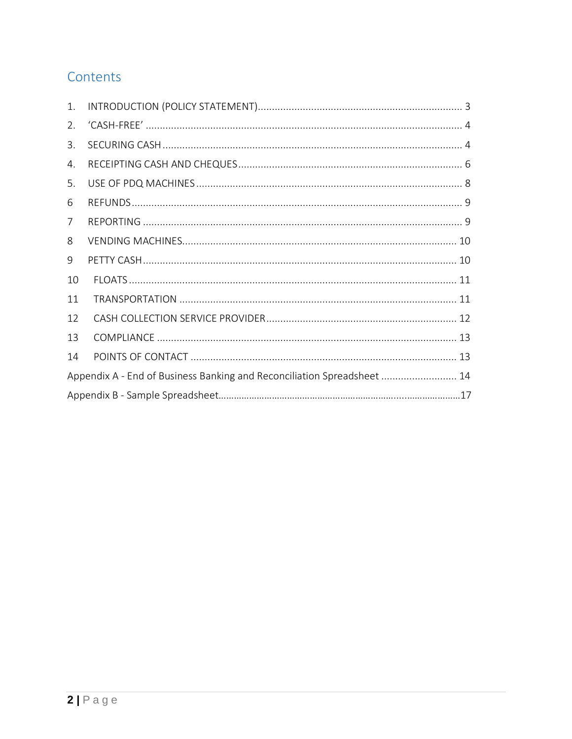## Contents

1. INTRODUCTION (POLICY STATEMENT) ........................................................................ 3
2. 'CASH-FREE' ................................................................................................................ 4
3. SECURING CASH .......................................................................................................... 4
4. RECEIPTING CASH AND CHEQUES ............................................................................... 6
5. USE OF PDQ MACHINES .............................................................................................. 8
6 REFUNDS ...................................................................................................................... 9
7 REPORTING .................................................................................................................. 9
8 VENDING MACHINES ................................................................................................. 10
9 PETTY CASH ............................................................................................................... 10
10 FLOATS ...................................................................................................................... 11
11 TRANSPORTATION .................................................................................................... 11
12 CASH COLLECTION SERVICE PROVIDER ................................................................... 12
13 COMPLIANCE ............................................................................................................ 13
14 POINTS OF CONTACT ................................................................................................ 13

Appendix A - End of Business Banking and Reconciliation Spreadsheet ........................... 14

Appendix B - Sample Spreadsheet..............................................................................................17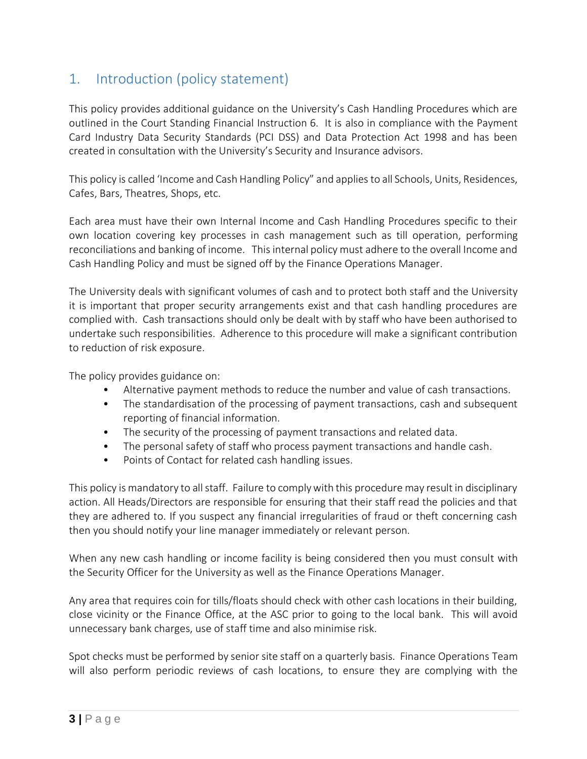## 1. Introduction (policy statement)

This policy provides additional guidance on the University's Cash Handling Procedures which are outlined in the Court Standing Financial Instruction 6. It is also in compliance with the Payment Card Industry Data Security Standards (PCI DSS) and Data Protection Act 1998 and has been created in consultation with the University's Security and Insurance advisors.

This policy is called 'Income and Cash Handling Policy" and applies to all Schools, Units, Residences, Cafes, Bars, Theatres, Shops, etc.

Each area must have their own Internal Income and Cash Handling Procedures specific to their own location covering key processes in cash management such as till operation, performing reconciliations and banking of income. This internal policy must adhere to the overall Income and Cash Handling Policy and must be signed off by the Finance Operations Manager.

The University deals with significant volumes of cash and to protect both staff and the University it is important that proper security arrangements exist and that cash handling procedures are complied with. Cash transactions should only be dealt with by staff who have been authorised to undertake such responsibilities. Adherence to this procedure will make a significant contribution to reduction of risk exposure.

The policy provides guidance on:

- Alternative payment methods to reduce the number and value of cash transactions.
- The standardisation of the processing of payment transactions, cash and subsequent reporting of financial information.
- The security of the processing of payment transactions and related data.
- The personal safety of staff who process payment transactions and handle cash.
- Points of Contact for related cash handling issues.

This policy is mandatory to all staff. Failure to comply with this procedure may result in disciplinary action. All Heads/Directors are responsible for ensuring that their staff read the policies and that they are adhered to. If you suspect any financial irregularities of fraud or theft concerning cash then you should notify your line manager immediately or relevant person.

When any new cash handling or income facility is being considered then you must consult with the Security Officer for the University as well as the Finance Operations Manager.

Any area that requires coin for tills/floats should check with other cash locations in their building, close vicinity or the Finance Office, at the ASC prior to going to the local bank. This will avoid unnecessary bank charges, use of staff time and also minimise risk.

Spot checks must be performed by senior site staff on a quarterly basis. Finance Operations Team will also perform periodic reviews of cash locations, to ensure they are complying with the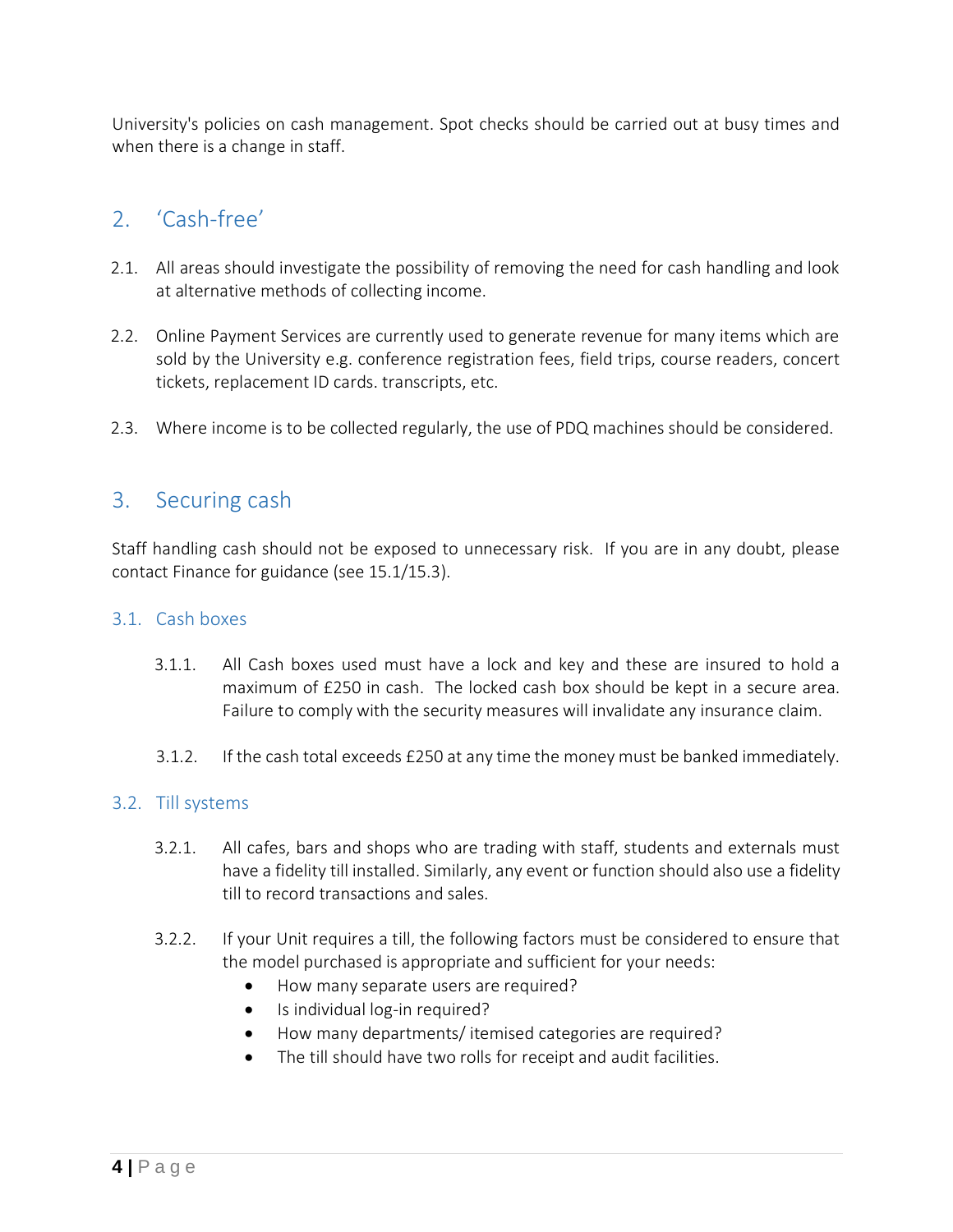University's policies on cash management. Spot checks should be carried out at busy times and when there is a change in staff.

## 2. 'Cash-free'

2.1. All areas should investigate the possibility of removing the need for cash handling and look at alternative methods of collecting income.

2.2. Online Payment Services are currently used to generate revenue for many items which are sold by the University e.g. conference registration fees, field trips, course readers, concert tickets, replacement ID cards. transcripts, etc.

2.3. Where income is to be collected regularly, the use of PDQ machines should be considered.

## 3. Securing cash

Staff handling cash should not be exposed to unnecessary risk. If you are in any doubt, please contact Finance for guidance (see 15.1/15.3).

### 3.1. Cash boxes

3.1.1. All Cash boxes used must have a lock and key and these are insured to hold a maximum of £250 in cash. The locked cash box should be kept in a secure area. Failure to comply with the security measures will invalidate any insurance claim.

3.1.2. If the cash total exceeds £250 at any time the money must be banked immediately.

### 3.2. Till systems

3.2.1. All cafes, bars and shops who are trading with staff, students and externals must have a fidelity till installed. Similarly, any event or function should also use a fidelity till to record transactions and sales.

3.2.2. If your Unit requires a till, the following factors must be considered to ensure that the model purchased is appropriate and sufficient for your needs:

- How many separate users are required?
- Is individual log-in required?
- How many departments/ itemised categories are required?
- The till should have two rolls for receipt and audit facilities.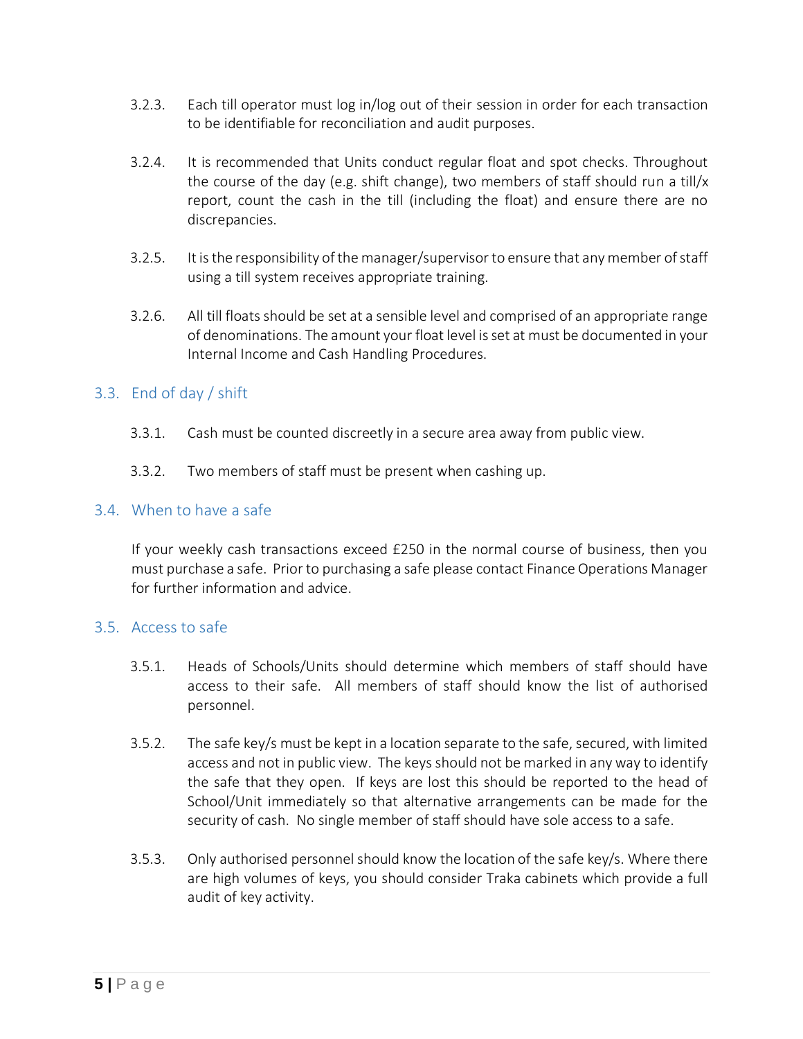3.2.3. Each till operator must log in/log out of their session in order for each transaction to be identifiable for reconciliation and audit purposes.

3.2.4. It is recommended that Units conduct regular float and spot checks. Throughout the course of the day (e.g. shift change), two members of staff should run a till/x report, count the cash in the till (including the float) and ensure there are no discrepancies.

3.2.5. It is the responsibility of the manager/supervisor to ensure that any member of staff using a till system receives appropriate training.

3.2.6. All till floats should be set at a sensible level and comprised of an appropriate range of denominations. The amount your float level is set at must be documented in your Internal Income and Cash Handling Procedures.

## 3.3. End of day / shift

3.3.1. Cash must be counted discreetly in a secure area away from public view.

3.3.2. Two members of staff must be present when cashing up.

## 3.4. When to have a safe

If your weekly cash transactions exceed £250 in the normal course of business, then you must purchase a safe. Prior to purchasing a safe please contact Finance Operations Manager for further information and advice.

## 3.5. Access to safe

3.5.1. Heads of Schools/Units should determine which members of staff should have access to their safe. All members of staff should know the list of authorised personnel.

3.5.2. The safe key/s must be kept in a location separate to the safe, secured, with limited access and not in public view. The keys should not be marked in any way to identify the safe that they open. If keys are lost this should be reported to the head of School/Unit immediately so that alternative arrangements can be made for the security of cash. No single member of staff should have sole access to a safe.

3.5.3. Only authorised personnel should know the location of the safe key/s. Where there are high volumes of keys, you should consider Traka cabinets which provide a full audit of key activity.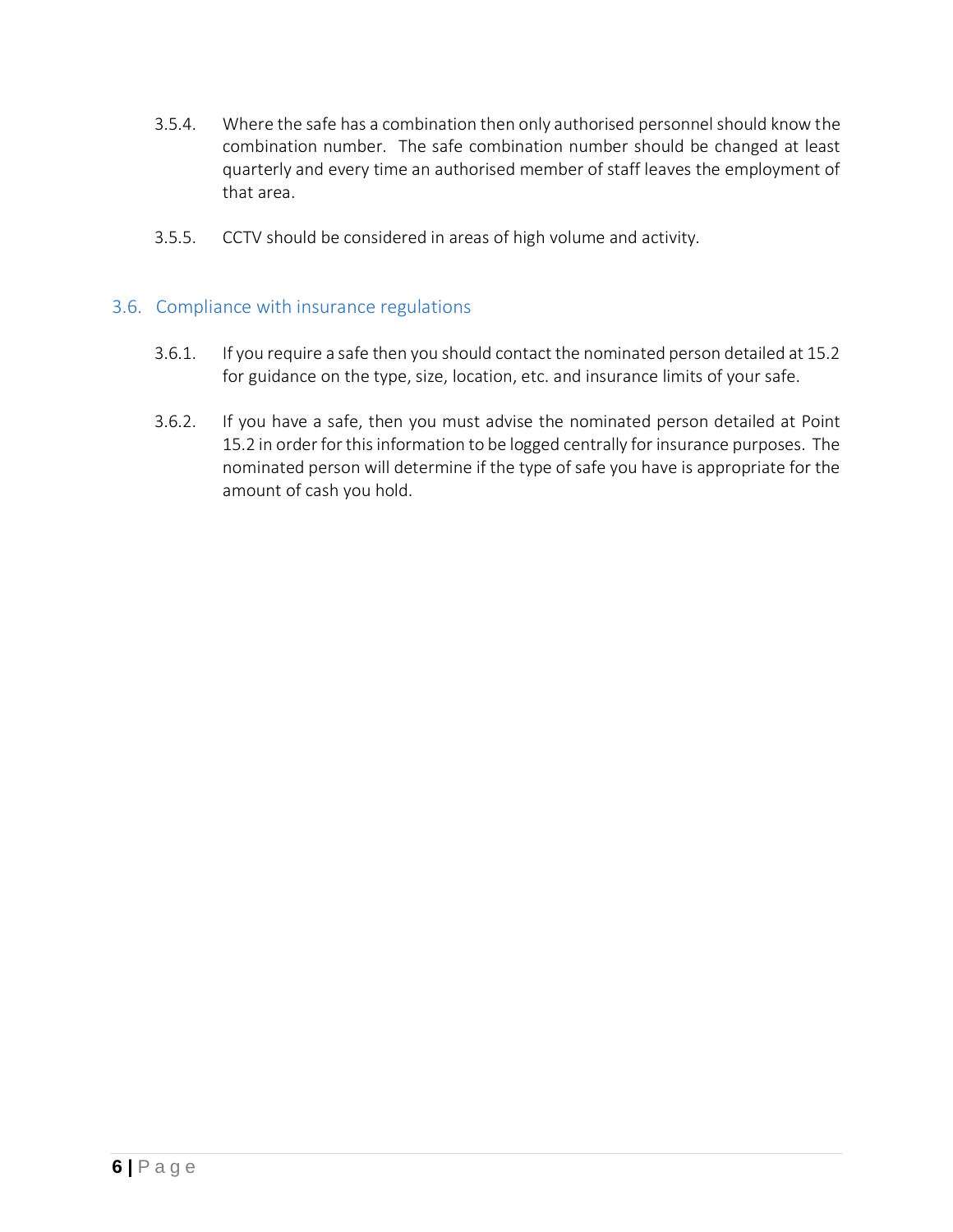3.5.4. Where the safe has a combination then only authorised personnel should know the combination number. The safe combination number should be changed at least quarterly and every time an authorised member of staff leaves the employment of that area.

3.5.5. CCTV should be considered in areas of high volume and activity.

## 3.6. Compliance with insurance regulations

3.6.1. If you require a safe then you should contact the nominated person detailed at 15.2 for guidance on the type, size, location, etc. and insurance limits of your safe.

3.6.2. If you have a safe, then you must advise the nominated person detailed at Point 15.2 in order for this information to be logged centrally for insurance purposes. The nominated person will determine if the type of safe you have is appropriate for the amount of cash you hold.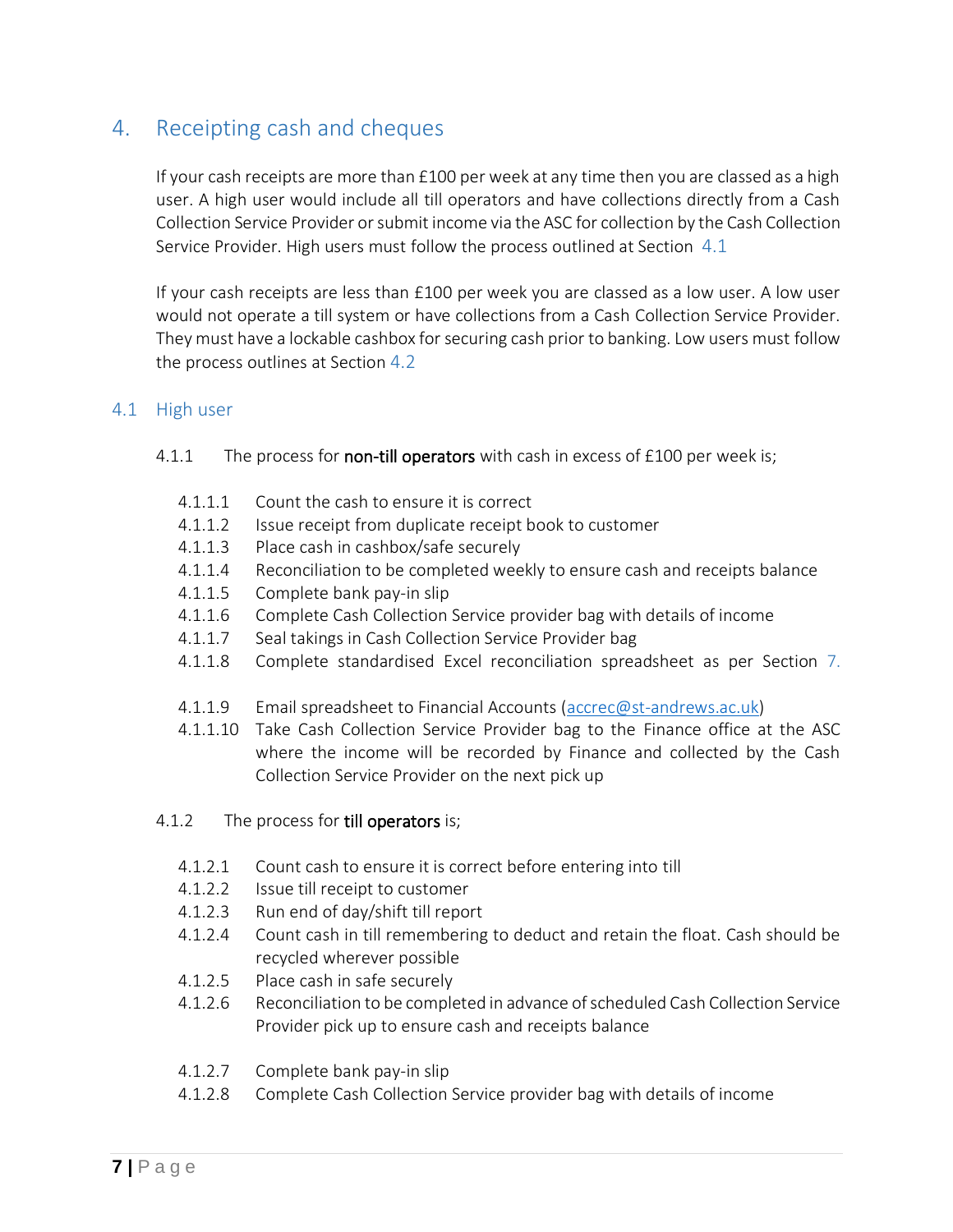## 4. Receipting cash and cheques

If your cash receipts are more than £100 per week at any time then you are classed as a high user. A high user would include all till operators and have collections directly from a Cash Collection Service Provider or submit income via the ASC for collection by the Cash Collection Service Provider. High users must follow the process outlined at Section 4.1

If your cash receipts are less than £100 per week you are classed as a low user. A low user would not operate a till system or have collections from a Cash Collection Service Provider. They must have a lockable cashbox for securing cash prior to banking. Low users must follow the process outlines at Section 4.2

### 4.1 High user

4.1.1 The process for **non-till operators** with cash in excess of £100 per week is;

- 4.1.1.1 Count the cash to ensure it is correct
- 4.1.1.2 Issue receipt from duplicate receipt book to customer
- 4.1.1.3 Place cash in cashbox/safe securely
- 4.1.1.4 Reconciliation to be completed weekly to ensure cash and receipts balance
- 4.1.1.5 Complete bank pay-in slip
- 4.1.1.6 Complete Cash Collection Service provider bag with details of income
- 4.1.1.7 Seal takings in Cash Collection Service Provider bag
- 4.1.1.8 Complete standardised Excel reconciliation spreadsheet as per Section 7.
- 4.1.1.9 Email spreadsheet to Financial Accounts (accrec@st-andrews.ac.uk)
- 4.1.1.10 Take Cash Collection Service Provider bag to the Finance office at the ASC where the income will be recorded by Finance and collected by the Cash Collection Service Provider on the next pick up

4.1.2 The process for **till operators** is;

- 4.1.2.1 Count cash to ensure it is correct before entering into till
- 4.1.2.2 Issue till receipt to customer
- 4.1.2.3 Run end of day/shift till report
- 4.1.2.4 Count cash in till remembering to deduct and retain the float. Cash should be recycled wherever possible
- 4.1.2.5 Place cash in safe securely
- 4.1.2.6 Reconciliation to be completed in advance of scheduled Cash Collection Service Provider pick up to ensure cash and receipts balance
- 4.1.2.7 Complete bank pay-in slip
- 4.1.2.8 Complete Cash Collection Service provider bag with details of income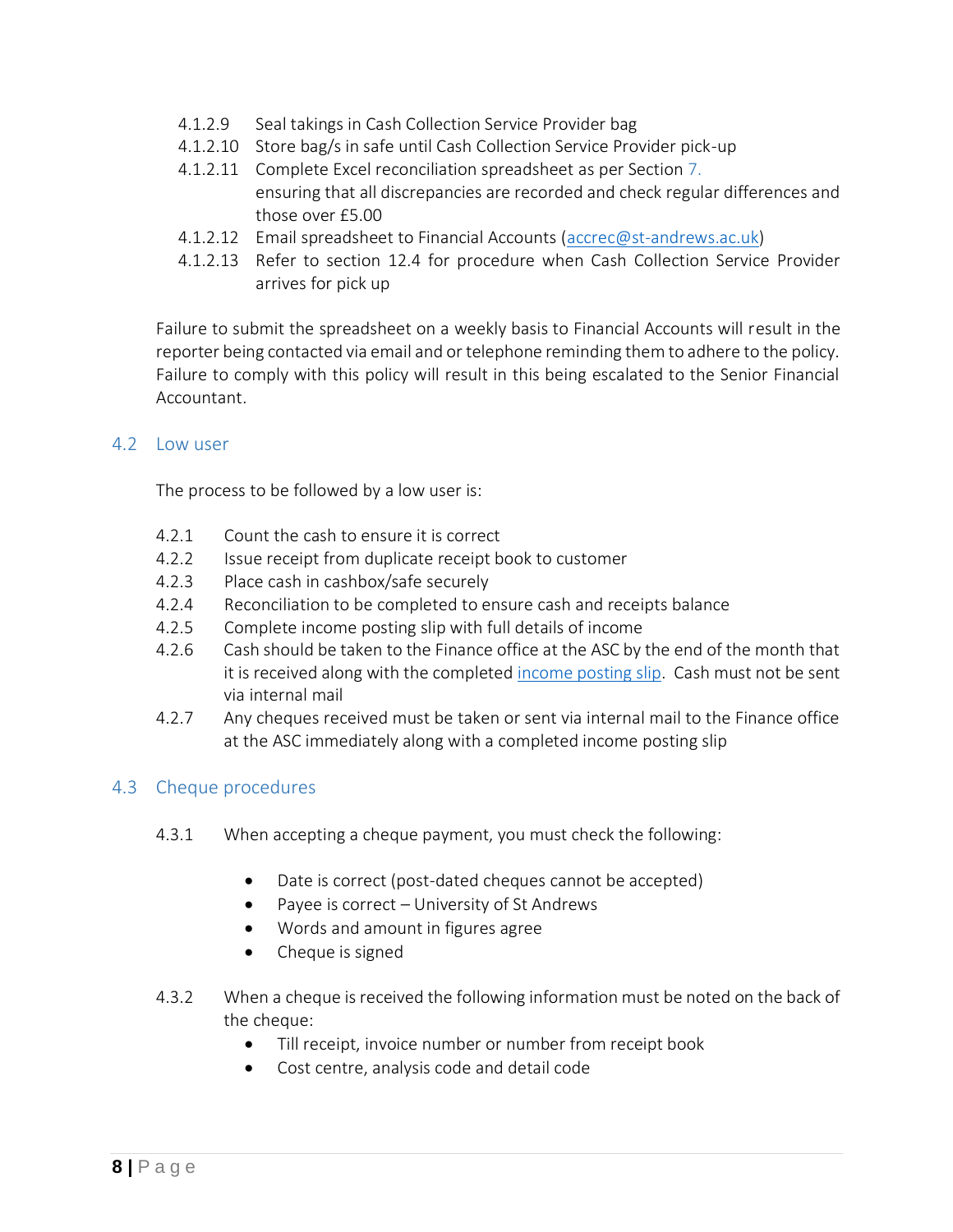4.1.2.9 Seal takings in Cash Collection Service Provider bag

4.1.2.10 Store bag/s in safe until Cash Collection Service Provider pick-up

4.1.2.11 Complete Excel reconciliation spreadsheet as per Section 7. ensuring that all discrepancies are recorded and check regular differences and those over £5.00

4.1.2.12 Email spreadsheet to Financial Accounts (accrec@st-andrews.ac.uk)

4.1.2.13 Refer to section 12.4 for procedure when Cash Collection Service Provider arrives for pick up

Failure to submit the spreadsheet on a weekly basis to Financial Accounts will result in the reporter being contacted via email and or telephone reminding them to adhere to the policy. Failure to comply with this policy will result in this being escalated to the Senior Financial Accountant.

## 4.2 Low user

The process to be followed by a low user is:

4.2.1 Count the cash to ensure it is correct

4.2.2 Issue receipt from duplicate receipt book to customer

4.2.3 Place cash in cashbox/safe securely

4.2.4 Reconciliation to be completed to ensure cash and receipts balance

4.2.5 Complete income posting slip with full details of income

4.2.6 Cash should be taken to the Finance office at the ASC by the end of the month that it is received along with the completed income posting slip. Cash must not be sent via internal mail

4.2.7 Any cheques received must be taken or sent via internal mail to the Finance office at the ASC immediately along with a completed income posting slip

## 4.3 Cheque procedures

4.3.1 When accepting a cheque payment, you must check the following:

- Date is correct (post-dated cheques cannot be accepted)
- Payee is correct – University of St Andrews
- Words and amount in figures agree
- Cheque is signed

4.3.2 When a cheque is received the following information must be noted on the back of the cheque:

- Till receipt, invoice number or number from receipt book
- Cost centre, analysis code and detail code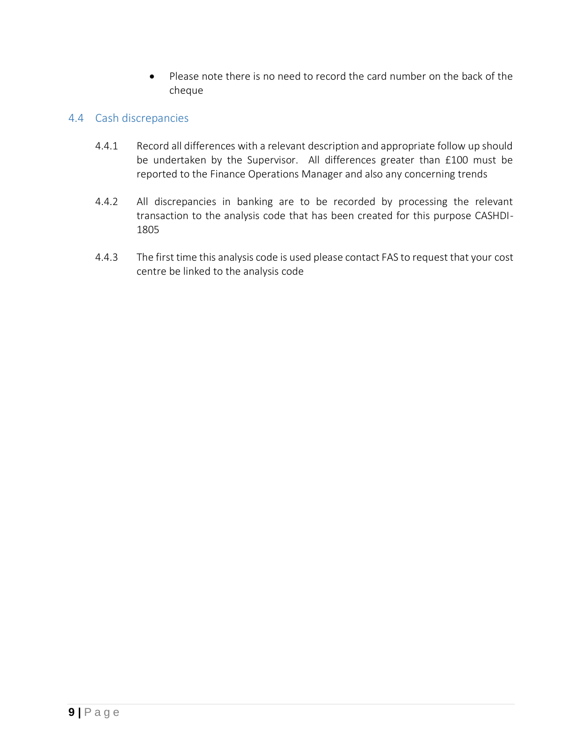- Please note there is no need to record the card number on the back of the cheque

## 4.4 Cash discrepancies

4.4.1 Record all differences with a relevant description and appropriate follow up should be undertaken by the Supervisor. All differences greater than £100 must be reported to the Finance Operations Manager and also any concerning trends

4.4.2 All discrepancies in banking are to be recorded by processing the relevant transaction to the analysis code that has been created for this purpose CASHDI-1805

4.4.3 The first time this analysis code is used please contact FAS to request that your cost centre be linked to the analysis code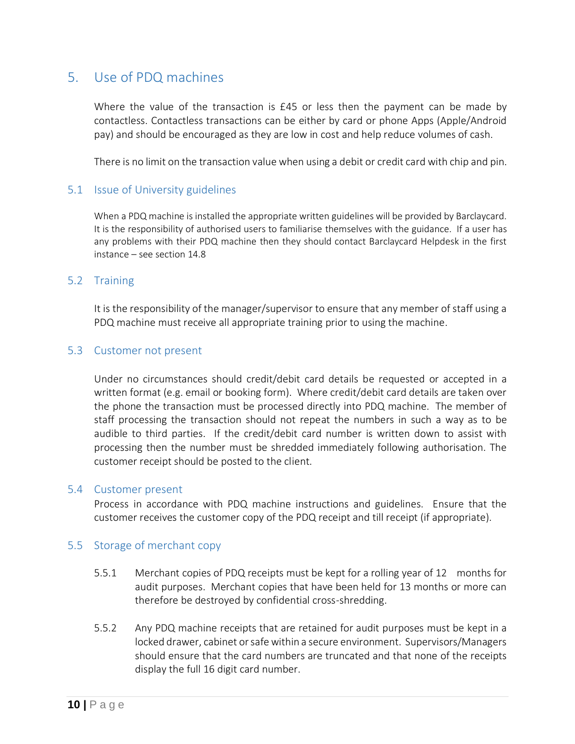# 5. Use of PDQ machines

Where the value of the transaction is £45 or less then the payment can be made by contactless. Contactless transactions can be either by card or phone Apps (Apple/Android pay) and should be encouraged as they are low in cost and help reduce volumes of cash.

There is no limit on the transaction value when using a debit or credit card with chip and pin.

## 5.1 Issue of University guidelines

When a PDQ machine is installed the appropriate written guidelines will be provided by Barclaycard. It is the responsibility of authorised users to familiarise themselves with the guidance. If a user has any problems with their PDQ machine then they should contact Barclaycard Helpdesk in the first instance – see section 14.8

## 5.2 Training

It is the responsibility of the manager/supervisor to ensure that any member of staff using a PDQ machine must receive all appropriate training prior to using the machine.

## 5.3 Customer not present

Under no circumstances should credit/debit card details be requested or accepted in a written format (e.g. email or booking form). Where credit/debit card details are taken over the phone the transaction must be processed directly into PDQ machine. The member of staff processing the transaction should not repeat the numbers in such a way as to be audible to third parties. If the credit/debit card number is written down to assist with processing then the number must be shredded immediately following authorisation. The customer receipt should be posted to the client.

## 5.4 Customer present

Process in accordance with PDQ machine instructions and guidelines. Ensure that the customer receives the customer copy of the PDQ receipt and till receipt (if appropriate).

## 5.5 Storage of merchant copy

5.5.1 Merchant copies of PDQ receipts must be kept for a rolling year of 12 months for audit purposes. Merchant copies that have been held for 13 months or more can therefore be destroyed by confidential cross-shredding.

5.5.2 Any PDQ machine receipts that are retained for audit purposes must be kept in a locked drawer, cabinet or safe within a secure environment. Supervisors/Managers should ensure that the card numbers are truncated and that none of the receipts display the full 16 digit card number.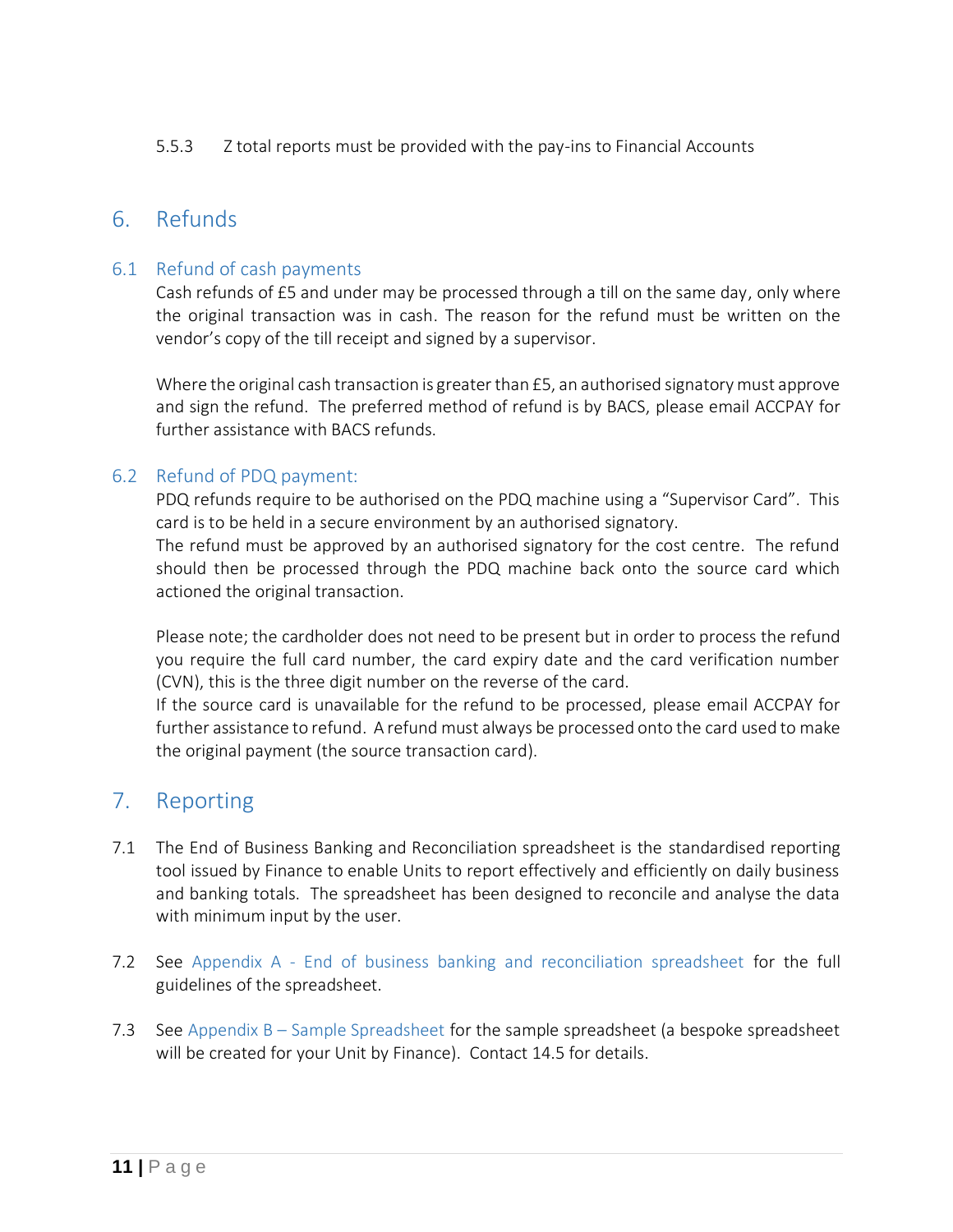5.5.3 Z total reports must be provided with the pay-ins to Financial Accounts

## 6. Refunds

### 6.1 Refund of cash payments

Cash refunds of £5 and under may be processed through a till on the same day, only where the original transaction was in cash. The reason for the refund must be written on the vendor's copy of the till receipt and signed by a supervisor.

Where the original cash transaction is greater than £5, an authorised signatory must approve and sign the refund. The preferred method of refund is by BACS, please email ACCPAY for further assistance with BACS refunds.

### 6.2 Refund of PDQ payment:

PDQ refunds require to be authorised on the PDQ machine using a "Supervisor Card". This card is to be held in a secure environment by an authorised signatory.

The refund must be approved by an authorised signatory for the cost centre. The refund should then be processed through the PDQ machine back onto the source card which actioned the original transaction.

Please note; the cardholder does not need to be present but in order to process the refund you require the full card number, the card expiry date and the card verification number (CVN), this is the three digit number on the reverse of the card.

If the source card is unavailable for the refund to be processed, please email ACCPAY for further assistance to refund. A refund must always be processed onto the card used to make the original payment (the source transaction card).

## 7. Reporting

7.1 The End of Business Banking and Reconciliation spreadsheet is the standardised reporting tool issued by Finance to enable Units to report effectively and efficiently on daily business and banking totals. The spreadsheet has been designed to reconcile and analyse the data with minimum input by the user.

7.2 See Appendix A - End of business banking and reconciliation spreadsheet for the full guidelines of the spreadsheet.

7.3 See Appendix B – Sample Spreadsheet for the sample spreadsheet (a bespoke spreadsheet will be created for your Unit by Finance). Contact 14.5 for details.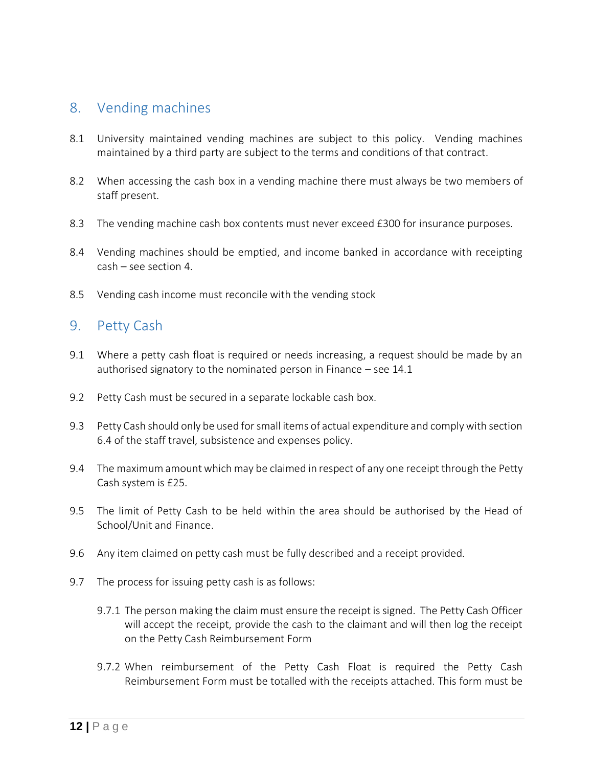## 8. Vending machines

8.1 University maintained vending machines are subject to this policy. Vending machines maintained by a third party are subject to the terms and conditions of that contract.

8.2 When accessing the cash box in a vending machine there must always be two members of staff present.

8.3 The vending machine cash box contents must never exceed £300 for insurance purposes.

8.4 Vending machines should be emptied, and income banked in accordance with receipting cash – see section 4.

8.5 Vending cash income must reconcile with the vending stock

## 9. Petty Cash

9.1 Where a petty cash float is required or needs increasing, a request should be made by an authorised signatory to the nominated person in Finance – see 14.1

9.2 Petty Cash must be secured in a separate lockable cash box.

9.3 Petty Cash should only be used for small items of actual expenditure and comply with section 6.4 of the staff travel, subsistence and expenses policy.

9.4 The maximum amount which may be claimed in respect of any one receipt through the Petty Cash system is £25.

9.5 The limit of Petty Cash to be held within the area should be authorised by the Head of School/Unit and Finance.

9.6 Any item claimed on petty cash must be fully described and a receipt provided.

9.7 The process for issuing petty cash is as follows:

9.7.1 The person making the claim must ensure the receipt is signed. The Petty Cash Officer will accept the receipt, provide the cash to the claimant and will then log the receipt on the Petty Cash Reimbursement Form

9.7.2 When reimbursement of the Petty Cash Float is required the Petty Cash Reimbursement Form must be totalled with the receipts attached. This form must be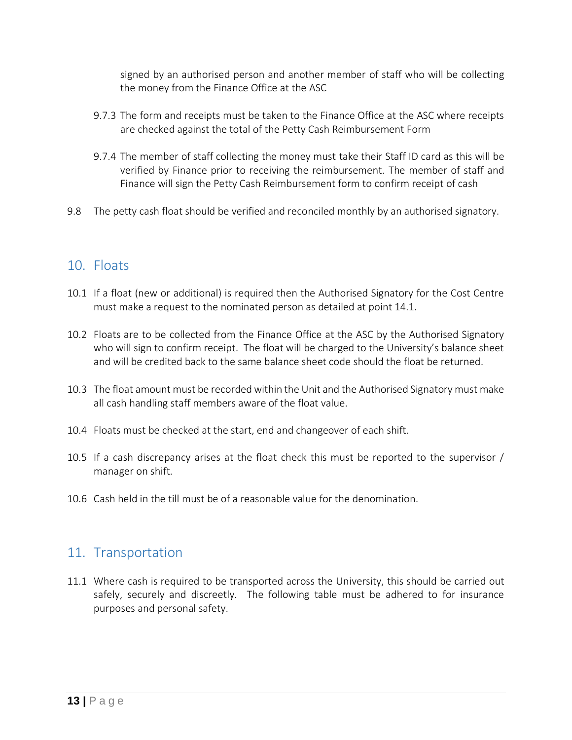signed by an authorised person and another member of staff who will be collecting the money from the Finance Office at the ASC

9.7.3 The form and receipts must be taken to the Finance Office at the ASC where receipts are checked against the total of the Petty Cash Reimbursement Form

9.7.4 The member of staff collecting the money must take their Staff ID card as this will be verified by Finance prior to receiving the reimbursement. The member of staff and Finance will sign the Petty Cash Reimbursement form to confirm receipt of cash

9.8 The petty cash float should be verified and reconciled monthly by an authorised signatory.

## 10. Floats

10.1 If a float (new or additional) is required then the Authorised Signatory for the Cost Centre must make a request to the nominated person as detailed at point 14.1.

10.2 Floats are to be collected from the Finance Office at the ASC by the Authorised Signatory who will sign to confirm receipt. The float will be charged to the University's balance sheet and will be credited back to the same balance sheet code should the float be returned.

10.3 The float amount must be recorded within the Unit and the Authorised Signatory must make all cash handling staff members aware of the float value.

10.4 Floats must be checked at the start, end and changeover of each shift.

10.5 If a cash discrepancy arises at the float check this must be reported to the supervisor / manager on shift.

10.6 Cash held in the till must be of a reasonable value for the denomination.

## 11. Transportation

11.1 Where cash is required to be transported across the University, this should be carried out safely, securely and discreetly. The following table must be adhered to for insurance purposes and personal safety.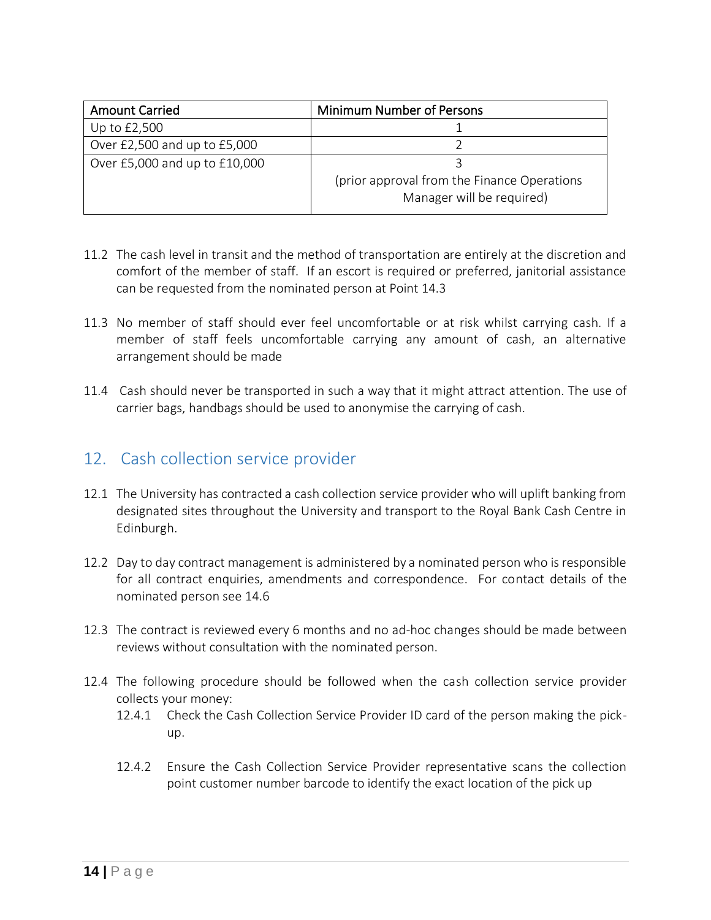| Amount Carried | Minimum Number of Persons |
|---|---|
| Up to £2,500 | 1 |
| Over £2,500 and up to £5,000 | 2 |
| Over £5,000 and up to £10,000 | 3<br>(prior approval from the Finance Operations Manager will be required) |

11.2 The cash level in transit and the method of transportation are entirely at the discretion and comfort of the member of staff. If an escort is required or preferred, janitorial assistance can be requested from the nominated person at Point 14.3

11.3 No member of staff should ever feel uncomfortable or at risk whilst carrying cash. If a member of staff feels uncomfortable carrying any amount of cash, an alternative arrangement should be made

11.4 Cash should never be transported in such a way that it might attract attention. The use of carrier bags, handbags should be used to anonymise the carrying of cash.

## 12. Cash collection service provider

12.1 The University has contracted a cash collection service provider who will uplift banking from designated sites throughout the University and transport to the Royal Bank Cash Centre in Edinburgh.

12.2 Day to day contract management is administered by a nominated person who is responsible for all contract enquiries, amendments and correspondence. For contact details of the nominated person see 14.6

12.3 The contract is reviewed every 6 months and no ad-hoc changes should be made between reviews without consultation with the nominated person.

12.4 The following procedure should be followed when the cash collection service provider collects your money:

12.4.1 Check the Cash Collection Service Provider ID card of the person making the pick-up.

12.4.2 Ensure the Cash Collection Service Provider representative scans the collection point customer number barcode to identify the exact location of the pick up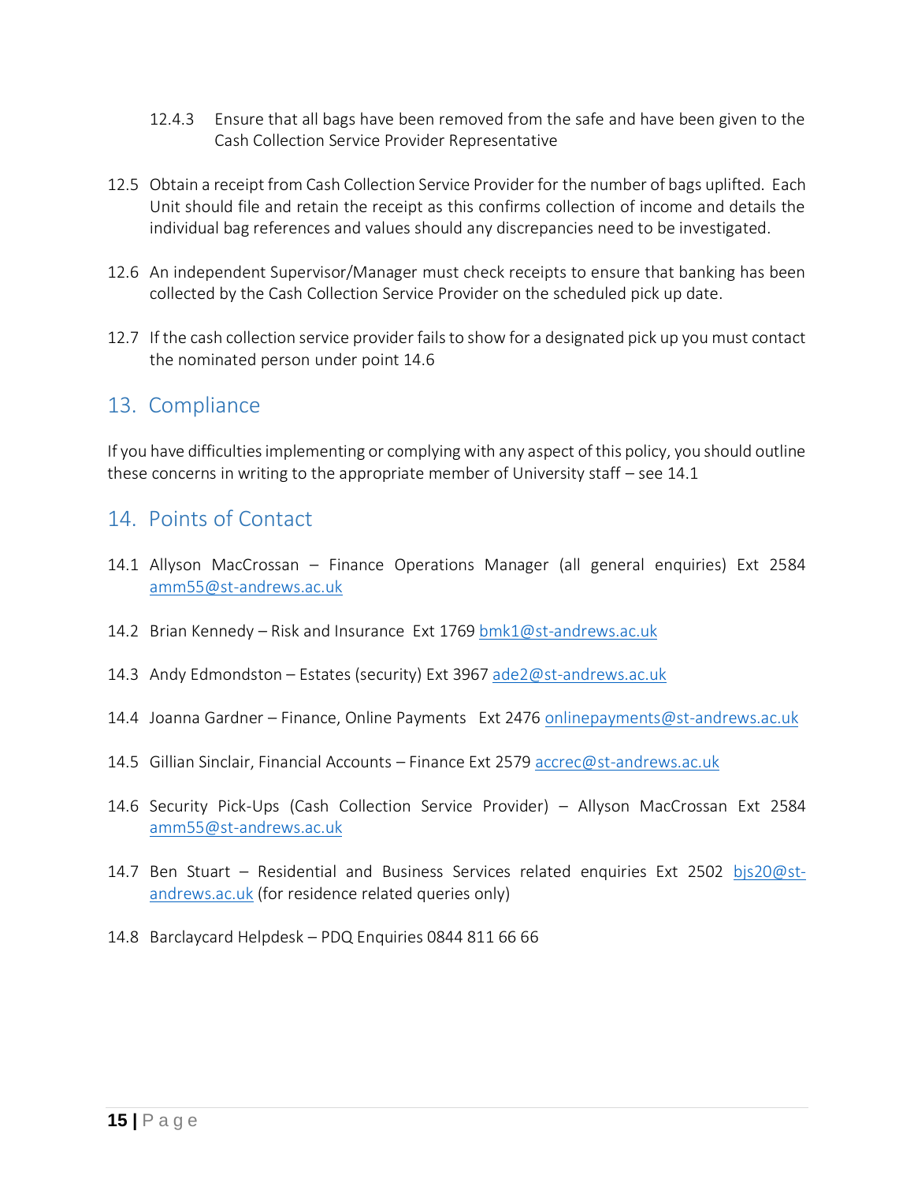12.4.3 Ensure that all bags have been removed from the safe and have been given to the Cash Collection Service Provider Representative

12.5 Obtain a receipt from Cash Collection Service Provider for the number of bags uplifted. Each Unit should file and retain the receipt as this confirms collection of income and details the individual bag references and values should any discrepancies need to be investigated.

12.6 An independent Supervisor/Manager must check receipts to ensure that banking has been collected by the Cash Collection Service Provider on the scheduled pick up date.

12.7 If the cash collection service provider fails to show for a designated pick up you must contact the nominated person under point 14.6

## 13. Compliance

If you have difficulties implementing or complying with any aspect of this policy, you should outline these concerns in writing to the appropriate member of University staff – see 14.1

## 14. Points of Contact

14.1 Allyson MacCrossan – Finance Operations Manager (all general enquiries) Ext 2584 amm55@st-andrews.ac.uk

14.2 Brian Kennedy – Risk and Insurance Ext 1769 bmk1@st-andrews.ac.uk

14.3 Andy Edmondston – Estates (security) Ext 3967 ade2@st-andrews.ac.uk

14.4 Joanna Gardner – Finance, Online Payments Ext 2476 onlinepayments@st-andrews.ac.uk

14.5 Gillian Sinclair, Financial Accounts – Finance Ext 2579 accrec@st-andrews.ac.uk

14.6 Security Pick-Ups (Cash Collection Service Provider) – Allyson MacCrossan Ext 2584 amm55@st-andrews.ac.uk

14.7 Ben Stuart – Residential and Business Services related enquiries Ext 2502 bjs20@st-andrews.ac.uk (for residence related queries only)

14.8 Barclaycard Helpdesk – PDQ Enquiries 0844 811 66 66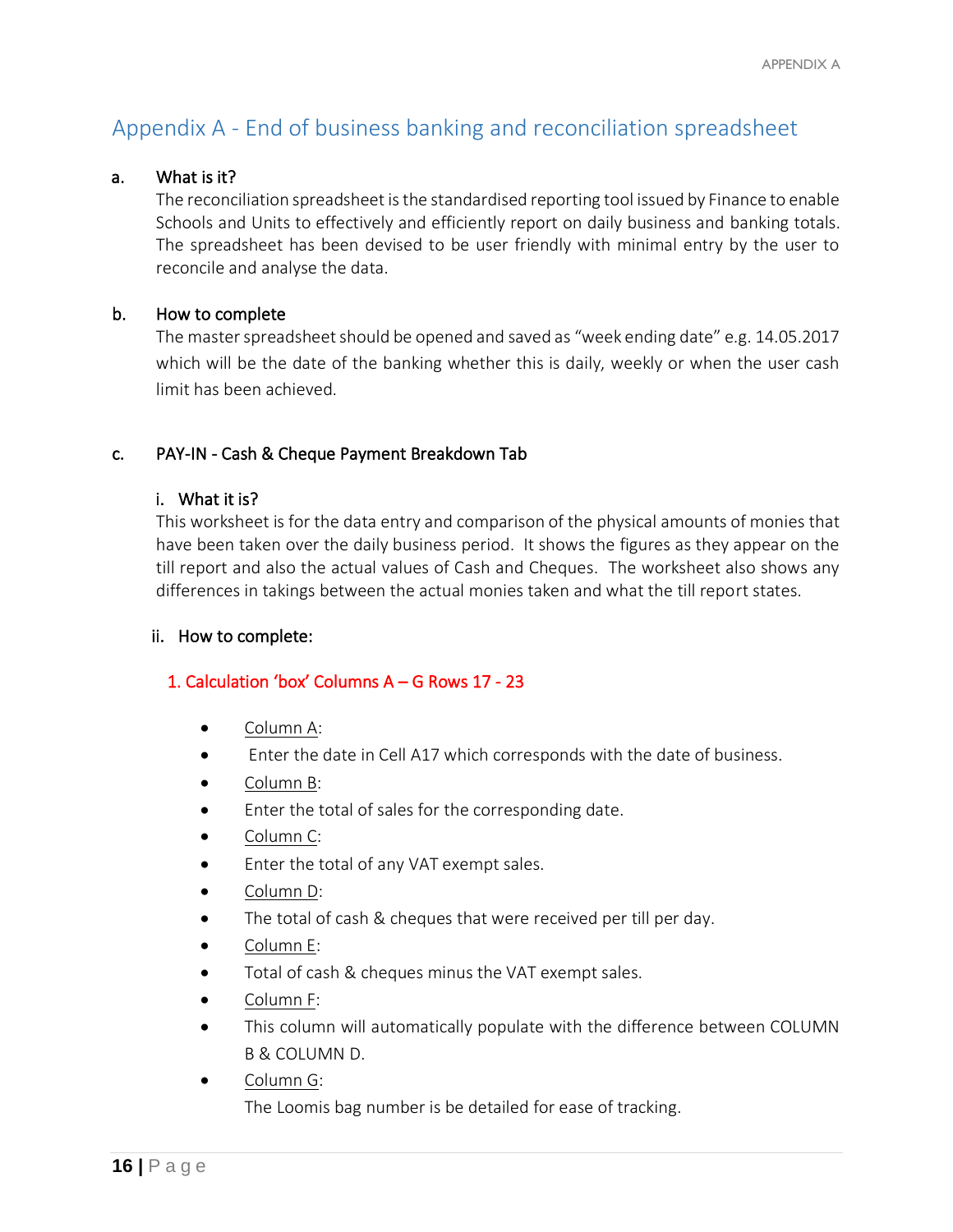# Appendix A - End of business banking and reconciliation spreadsheet

**a. What is it?**

The reconciliation spreadsheet is the standardised reporting tool issued by Finance to enable Schools and Units to effectively and efficiently report on daily business and banking totals. The spreadsheet has been devised to be user friendly with minimal entry by the user to reconcile and analyse the data.

**b. How to complete**

The master spreadsheet should be opened and saved as "week ending date" e.g. 14.05.2017 which will be the date of the banking whether this is daily, weekly or when the user cash limit has been achieved.

**c. PAY-IN - Cash & Cheque Payment Breakdown Tab**

**i. What it is?**

This worksheet is for the data entry and comparison of the physical amounts of monies that have been taken over the daily business period. It shows the figures as they appear on the till report and also the actual values of Cash and Cheques. The worksheet also shows any differences in takings between the actual monies taken and what the till report states.

**ii. How to complete:**

**1. Calculation 'box' Columns A – G Rows 17 - 23**

- Column A:
- Enter the date in Cell A17 which corresponds with the date of business.
- Column B:
- Enter the total of sales for the corresponding date.
- Column C:
- Enter the total of any VAT exempt sales.
- Column D:
- The total of cash & cheques that were received per till per day.
- Column E:
- Total of cash & cheques minus the VAT exempt sales.
- Column F:
- This column will automatically populate with the difference between COLUMN B & COLUMN D.
- Column G:

  The Loomis bag number is be detailed for ease of tracking.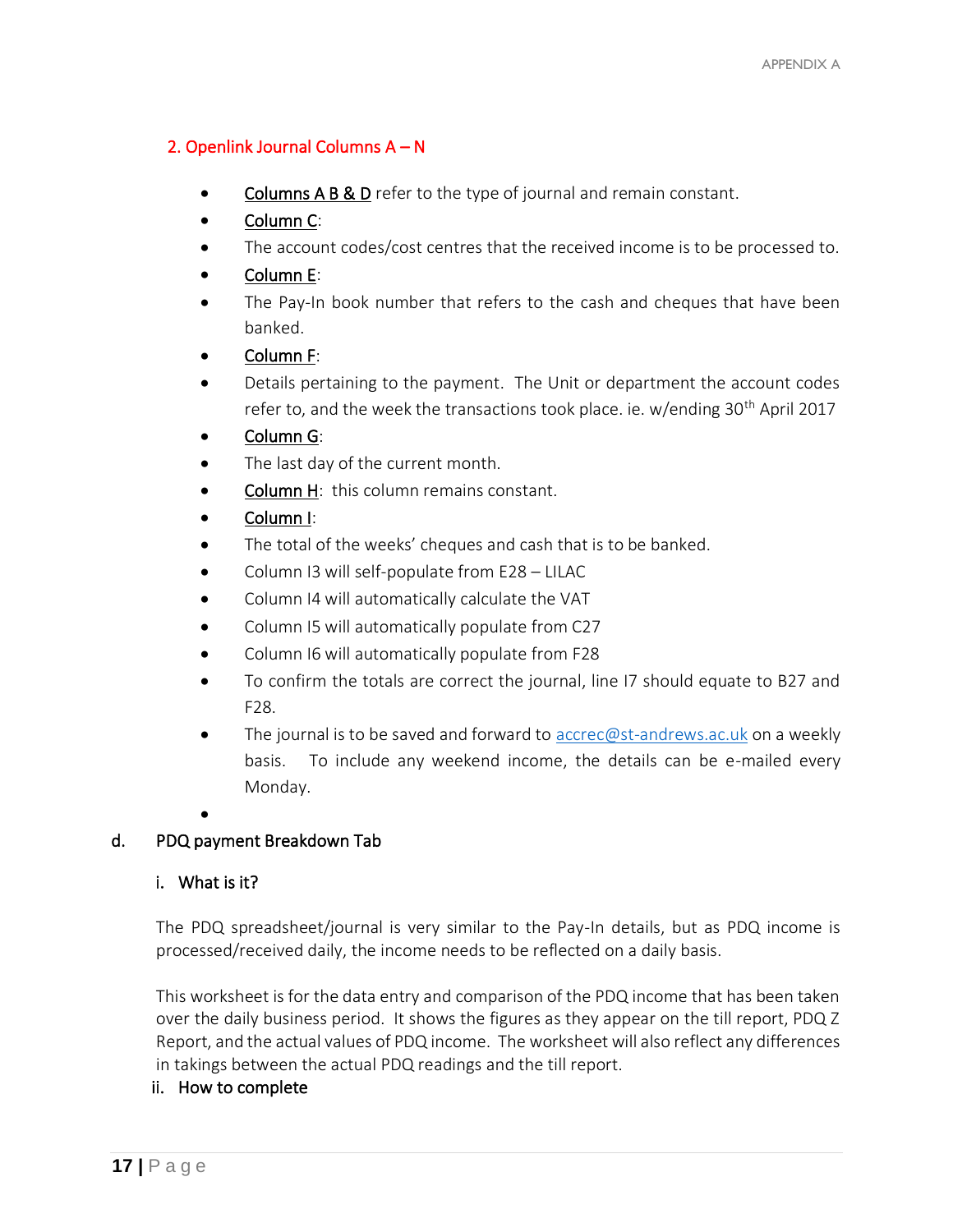## 2. Openlink Journal Columns A – N

- Columns A B & D refer to the type of journal and remain constant.
- Column C:
- The account codes/cost centres that the received income is to be processed to.
- Column E:
- The Pay-In book number that refers to the cash and cheques that have been banked.
- Column F:
- Details pertaining to the payment. The Unit or department the account codes refer to, and the week the transactions took place. ie. w/ending 30th April 2017
- Column G:
- The last day of the current month.
- Column H: this column remains constant.
- Column I:
- The total of the weeks' cheques and cash that is to be banked.
- Column I3 will self-populate from E28 – LILAC
- Column I4 will automatically calculate the VAT
- Column I5 will automatically populate from C27
- Column I6 will automatically populate from F28
- To confirm the totals are correct the journal, line I7 should equate to B27 and F28.
- The journal is to be saved and forward to accrec@st-andrews.ac.uk on a weekly basis. To include any weekend income, the details can be e-mailed every Monday.

### d. PDQ payment Breakdown Tab

#### i. What is it?

The PDQ spreadsheet/journal is very similar to the Pay-In details, but as PDQ income is processed/received daily, the income needs to be reflected on a daily basis.

This worksheet is for the data entry and comparison of the PDQ income that has been taken over the daily business period. It shows the figures as they appear on the till report, PDQ Z Report, and the actual values of PDQ income. The worksheet will also reflect any differences in takings between the actual PDQ readings and the till report.

#### ii. How to complete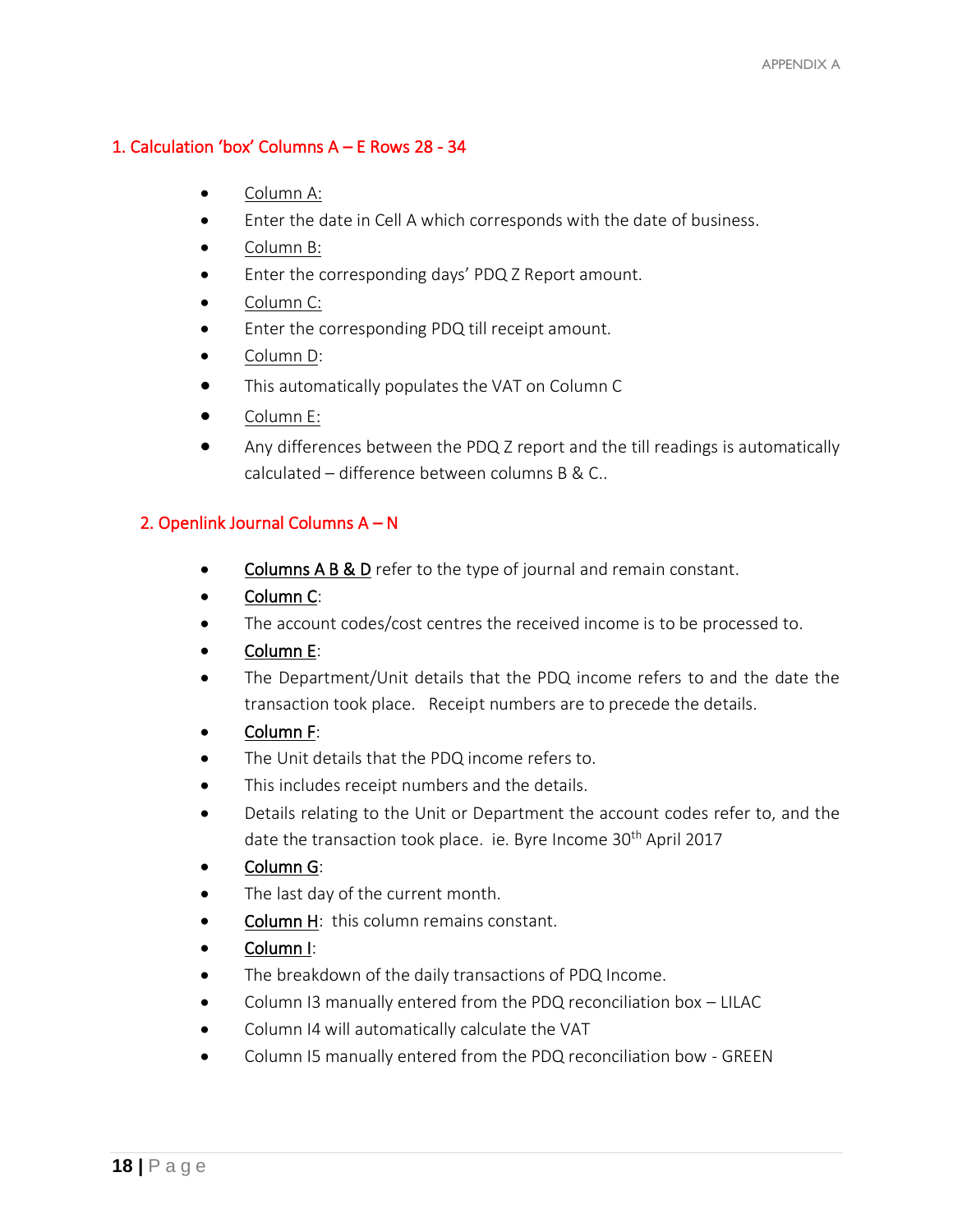## 1. Calculation 'box' Columns A – E Rows 28 - 34

- Column A:
- Enter the date in Cell A which corresponds with the date of business.
- Column B:
- Enter the corresponding days' PDQ Z Report amount.
- Column C:
- Enter the corresponding PDQ till receipt amount.
- Column D:
- This automatically populates the VAT on Column C
- Column E:
- Any differences between the PDQ Z report and the till readings is automatically calculated – difference between columns B & C..

## 2. Openlink Journal Columns A – N

- **Columns A B & D** refer to the type of journal and remain constant.
- **Column C**:
- The account codes/cost centres the received income is to be processed to.
- **Column E**:
- The Department/Unit details that the PDQ income refers to and the date the transaction took place. Receipt numbers are to precede the details.
- **Column F**:
- The Unit details that the PDQ income refers to.
- This includes receipt numbers and the details.
- Details relating to the Unit or Department the account codes refer to, and the date the transaction took place. ie. Byre Income 30th April 2017
- **Column G**:
- The last day of the current month.
- **Column H**: this column remains constant.
- **Column I**:
- The breakdown of the daily transactions of PDQ Income.
- Column I3 manually entered from the PDQ reconciliation box – LILAC
- Column I4 will automatically calculate the VAT
- Column I5 manually entered from the PDQ reconciliation bow - GREEN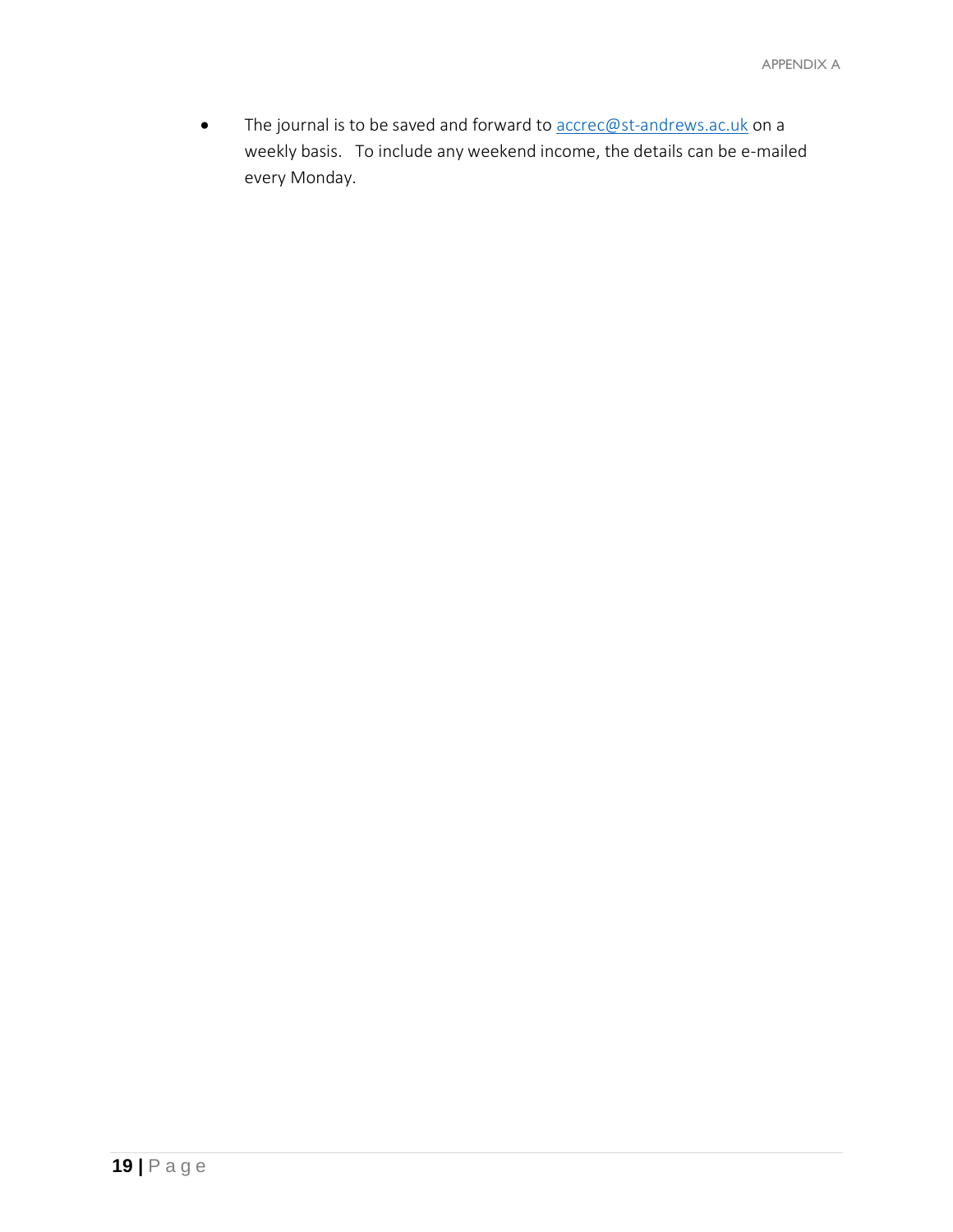- The journal is to be saved and forward to accrec@st-andrews.ac.uk on a weekly basis. To include any weekend income, the details can be e-mailed every Monday.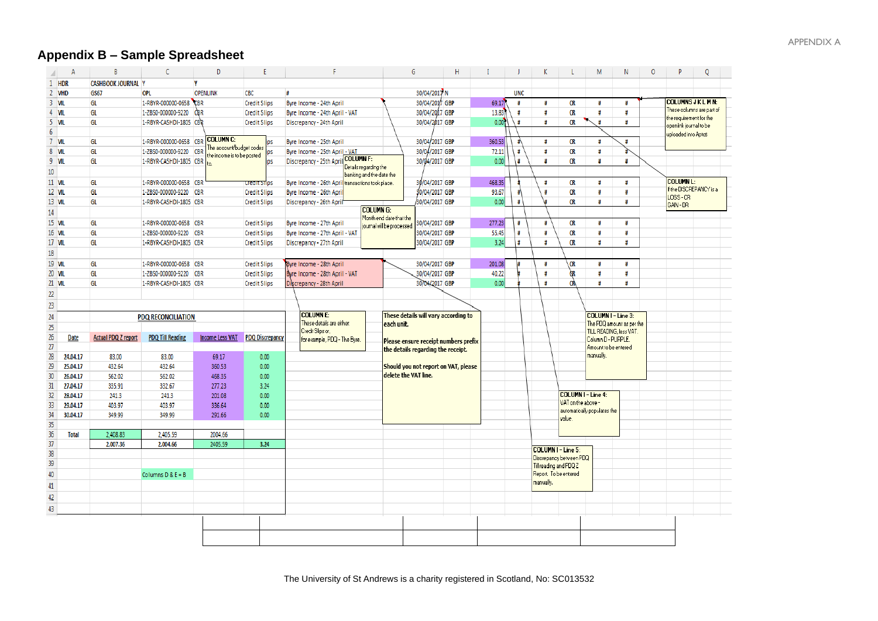## Appendix B – Sample Spreadsheet

| | A | B | C | D | E | F | G | H | I | J | K | L | M | N |
|---|---|---|---|---|---|---|---|---|---|---|---|---|---|---|
| 1 | HDR | CASHBOOK JOURNAL | Y | Y | | | | | | | | | | |
| 2 | VHD | GS67 | OPL | OPENLINK | CBC | # | 30/04/2017 | N | | UNC | | | | |
| 3 | VIL | GL | 1-RBYR-000000-0658 | CBR | Credit Slips | Byre Income - 24th April | 30/04/2017 | GBP | 69.17 | # | # | CR | # | # |
| 4 | VIL | GL | 1-ZBS0-000000-9220 | CBR | Credit Slips | Byre Income - 24th April - VAT | 30/04/2017 | GBP | 13.83 | # | # | CR | # | # |
| 5 | VIL | GL | 1-RBYR-CASHDI-1805 | CBR | Credit Slips | Discrepancy - 24th April | 30/04/2017 | GBP | 0.00 | # | # | CR | # | # |
| 6 | | | | | | | | | | | | | | |
| 7 | VIL | GL | 1-RBYR-000000-0658 | CBR | Credit Slips | Byre Income - 25th April | 30/04/2017 | GBP | 360.53 | # | # | CR | # | # |
| 8 | VIL | GL | 1-ZBS0-000000-9220 | CBR | Credit Slips | Byre Income - 25th April - VAT | 30/04/2017 | GBP | 72.11 | # | # | CR | # | # |
| 9 | VIL | GL | 1-RBYR-CASHDI-1805 | CBR | Credit Slips | Discrepancy - 25th April | 30/04/2017 | GBP | 0.00 | # | # | CR | # | # |
| 10 | | | | | | | | | | | | | | |
| 11 | VIL | GL | 1-RBYR-000000-0658 | CBR | Credit Slips | Byre Income - 26th April | 30/04/2017 | GBP | 468.35 | # | # | CR | # | # |
| 12 | VIL | GL | 1-ZBS0-000000-9220 | CBR | Credit Slips | Byre Income - 26th April | 30/04/2017 | GBP | 93.67 | # | # | CR | # | # |
| 13 | VIL | GL | 1-RBYR-CASHDI-1805 | CBR | Credit Slips | Discrepancy - 26th April | 30/04/2017 | GBP | 0.00 | # | # | CR | # | # |
| 14 | | | | | | | | | | | | | | |
| 15 | VIL | GL | 1-RBYR-000000-0658 | CBR | Credit Slips | Byre Income - 27th April | 30/04/2017 | GBP | 277.23 | # | # | CR | # | # |
| 16 | VIL | GL | 1-ZBS0-000000-9220 | CBR | Credit Slips | Byre Income - 27th April - VAT | 30/04/2017 | GBP | 55.45 | # | # | CR | # | # |
| 17 | VIL | GL | 1-RBYR-CASHDI-1805 | CBR | Credit Slips | Discrepancy - 27th April | 30/04/2017 | GBP | 3.24 | # | # | CR | # | # |
| 18 | | | | | | | | | | | | | | |
| 19 | VIL | GL | 1-RBYR-000000-0658 | CBR | Credit Slips | Byre Income - 28th April | 30/04/2017 | GBP | 201.08 | # | # | CR | # | # |
| 20 | VIL | GL | 1-ZBS0-000000-9220 | CBR | Credit Slips | Byre Income - 28th April - VAT | 30/04/2017 | GBP | 40.22 | # | # | CR | # | # |
| 21 | VIL | GL | 1-RBYR-CASHDI-1805 | CBR | Credit Slips | Discrepancy - 28th April | 30/04/2017 | GBP | 0.00 | # | # | CR | # | # |

**PDQ RECONCILIATION**

| Date | Actual PDQ Z report | PDQ Till Reading | Income Less VAT | PDQ Discrepancy |
|---|---|---|---|---|
| 24.04.17 | 83.00 | 83.00 | 69.17 | 0.00 |
| 25.04.17 | 432.64 | 432.64 | 360.53 | 0.00 |
| 26.04.17 | 562.02 | 562.02 | 468.35 | 0.00 |
| 27.04.17 | 335.91 | 332.67 | 277.23 | 3.24 |
| 28.04.17 | 241.3 | 241.3 | 201.08 | 0.00 |
| 29.04.17 | 403.97 | 403.97 | 336.64 | 0.00 |
| 30.04.17 | 349.99 | 349.99 | 291.66 | 0.00 |
| | | | | |
| Total | 2,408.83 | 2,405.59 | 2004.66 | |
| | 2,007.36 | 2,004.66 | 2405.59 | 3.24 |

Columns D & E = B

**COLUMN C:** The account/budget codes the income is to be posted to.

**COLUMN E:** These details are either Credit Slips or, for example, PDQ - The Byre.

**COLUMN F:** Details regarding the banking and the date the transactions took place.

**COLUMN G:** Month end date that the journal will be processed.

**These details will vary according to each unit.**

**Please ensure receipt numbers prefix the details regarding the receipt.**

**Should you not report on VAT, please delete the VAT line.**

**COLUMN I - Line 3:** The PDQ amount as per the TILL READING, less VAT. Column D - PURPLE. Amount to be entered manually.

**COLUMN I - Line 4:** VAT on the above - automatically populates the value.

**COLUMN I - Line 5:** Discrepancy between PDQ Till reading and PDQ Z Report. To be entered manually.

**COLUMNS J K L M N:** These columns are part of the requirement for the openlink journal to be uploaded into Agresso.

**COLUMN L:** If the DISCREPANCY is a LOSS - CR GAIN - DR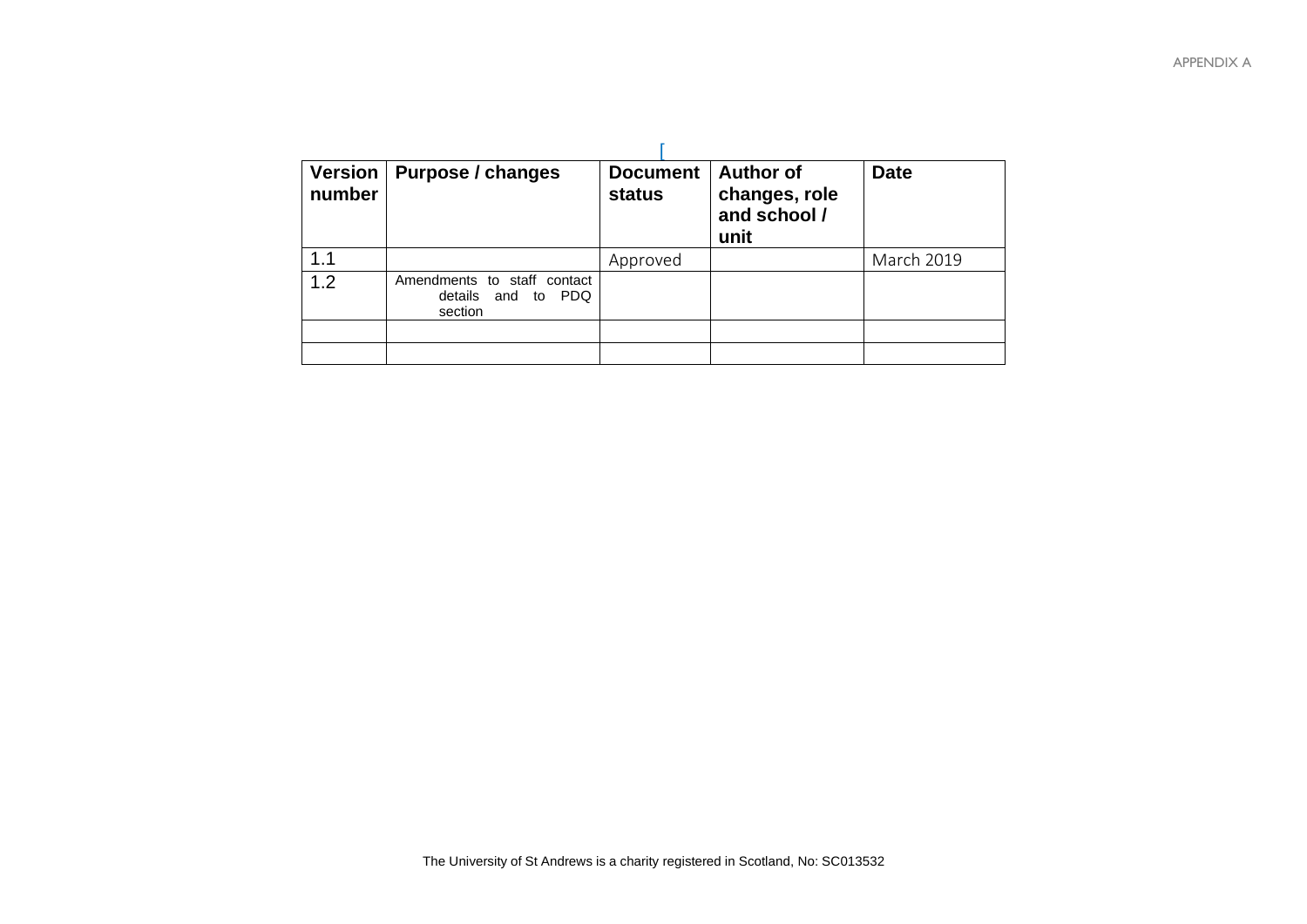[

| Version number | Purpose / changes | Document status | Author of changes, role and school / unit | Date |
| --- | --- | --- | --- | --- |
| 1.1 | | Approved | | March 2019 |
| 1.2 | Amendments to staff contact details and to PDQ section | | | |
| | | | | |
| | | | | |